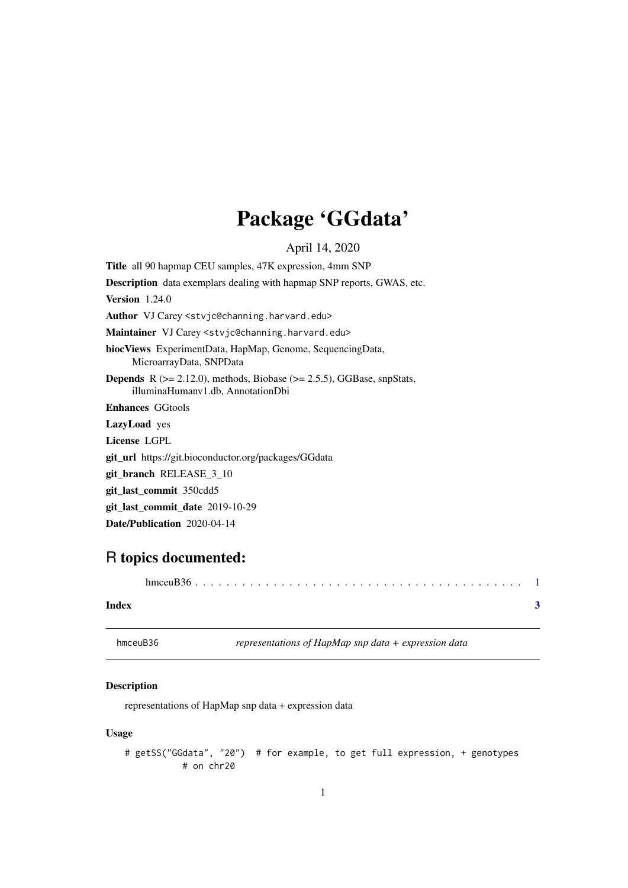# Package 'GGdata'

April 14, 2020

**Title** all 90 hapmap CEU samples, 47K expression, 4mm SNP

**Description** data exemplars dealing with hapmap SNP reports, GWAS, etc.

**Version** 1.24.0

**Author** VJ Carey <stvjc@channing.harvard.edu>

**Maintainer** VJ Carey <stvjc@channing.harvard.edu>

**biocViews** ExperimentData, HapMap, Genome, SequencingData, MicroarrayData, SNPData

**Depends** R (>= 2.12.0), methods, Biobase (>= 2.5.5), GGBase, snpStats, illuminaHumanv1.db, AnnotationDbi

**Enhances** GGtools

**LazyLoad** yes

**License** LGPL

**git_url** https://git.bioconductor.org/packages/GGdata

**git_branch** RELEASE_3_10

**git_last_commit** 350cdd5

**git_last_commit_date** 2019-10-29

**Date/Publication** 2020-04-14

## R topics documented:

hmceuB36 . . . . . . . . . . . . . . . . . . . . . . . . . . . . . . . . . . . . . . . . . 1

**Index** **3**

---

hmceuB36 *representations of HapMap snp data + expression data*

---

### Description

representations of HapMap snp data + expression data

### Usage

```
# getSS("GGdata", "20")  # for example, to get full expression, + genotypes
          # on chr20
```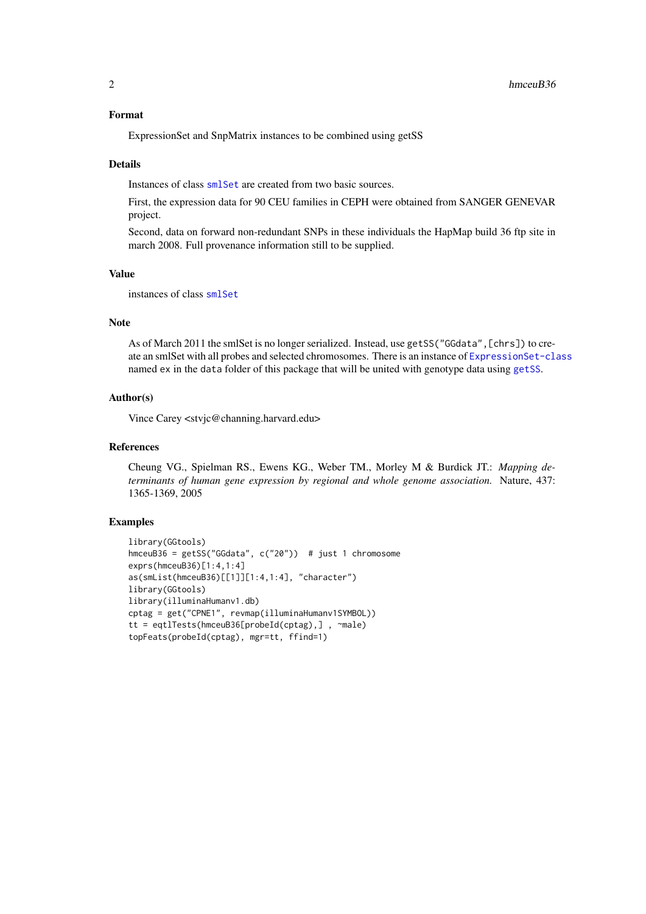### Format

ExpressionSet and SnpMatrix instances to be combined using getSS

### Details

Instances of class `smlSet` are created from two basic sources.

First, the expression data for 90 CEU families in CEPH were obtained from SANGER GENEVAR project.

Second, data on forward non-redundant SNPs in these individuals the HapMap build 36 ftp site in march 2008. Full provenance information still to be supplied.

### Value

instances of class `smlSet`

### Note

As of March 2011 the smlSet is no longer serialized. Instead, use `getSS("GGdata",[chrs])` to create an smlSet with all probes and selected chromosomes. There is an instance of `ExpressionSet-class` named `ex` in the `data` folder of this package that will be united with genotype data using `getSS`.

### Author(s)

Vince Carey <stvjc@channing.harvard.edu>

### References

Cheung VG., Spielman RS., Ewens KG., Weber TM., Morley M & Burdick JT.: *Mapping determinants of human gene expression by regional and whole genome association.* Nature, 437: 1365-1369, 2005

### Examples

```
library(GGtools)
hmceuB36 = getSS("GGdata", c("20"))  # just 1 chromosome
exprs(hmceuB36)[1:4,1:4]
as(smList(hmceuB36)[[1]][1:4,1:4], "character")
library(GGtools)
library(illuminaHumanv1.db)
cptag = get("CPNE1", revmap(illuminaHumanv1SYMBOL))
tt = eqtlTests(hmceuB36[probeId(cptag),] , ~male)
topFeats(probeId(cptag), mgr=tt, ffind=1)
```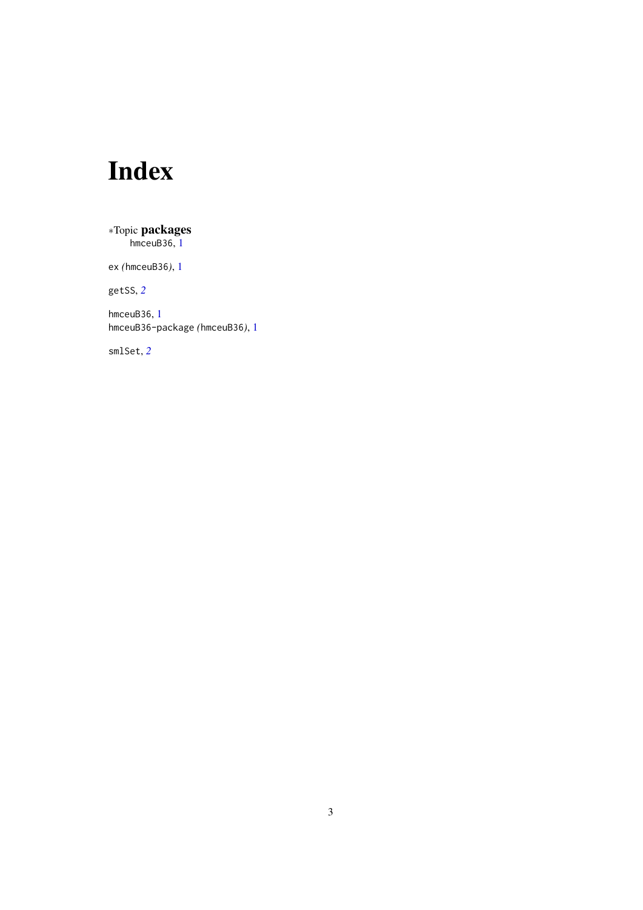# Index

*Topic **packages**
  hmceuB36, 1

ex (hmceuB36), 1

getSS, *2*

hmceuB36, 1
hmceuB36-package (hmceuB36), 1

smlSet, *2*